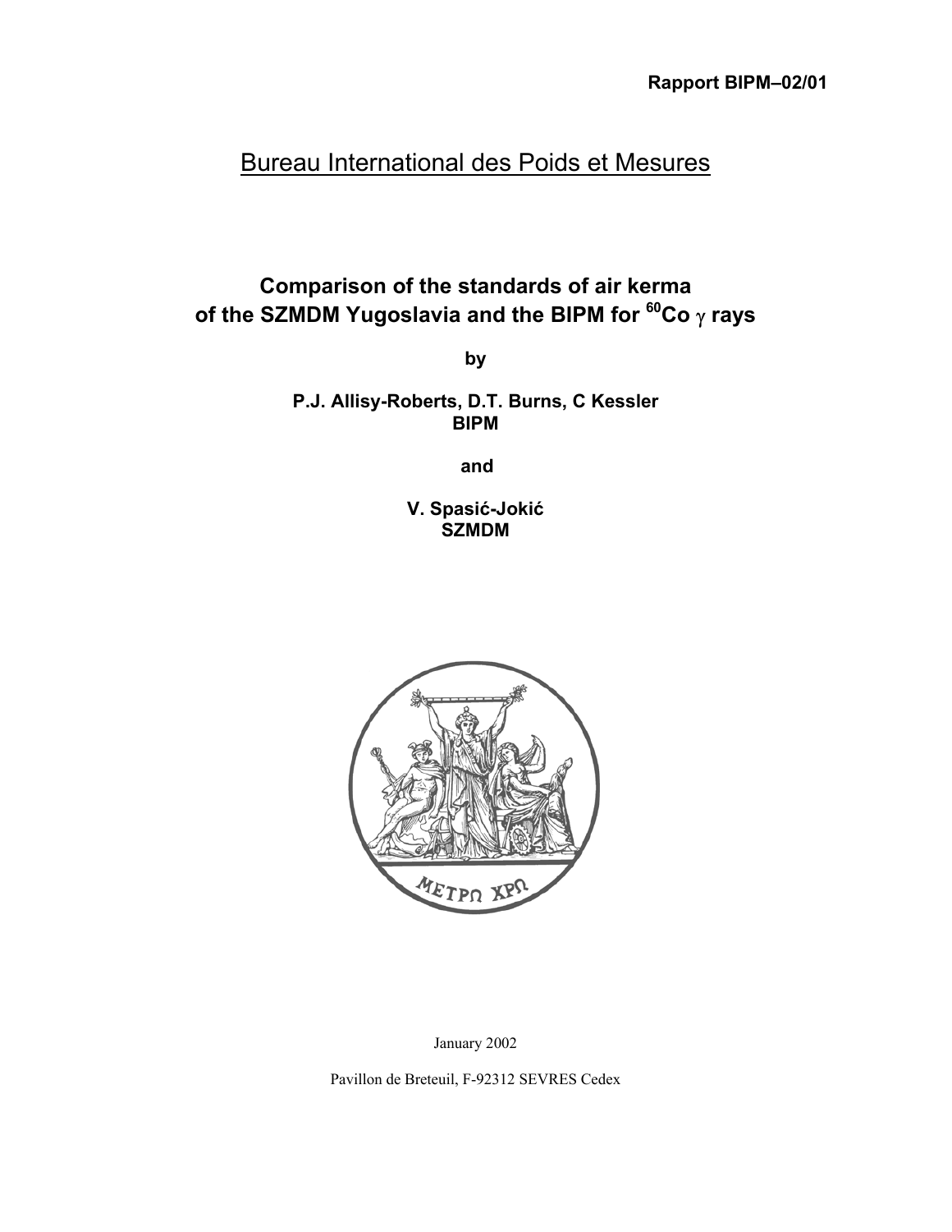**Rapport BIPM–02/01**

# Bureau International des Poids et Mesures

## Comparison of the standards of air kerma of the SZMDM Yugoslavia and the BIPM for $^{60}$Co $\gamma$ rays

**by**

**P.J. Allisy-Roberts, D.T. Burns, C Kessler**
**BIPM**

**and**

**V. Spasić-Jokić**
**SZMDM**

ΜΕΤΡΩ ΧΡΩ

January 2002

Pavillon de Breteuil, F-92312 SEVRES Cedex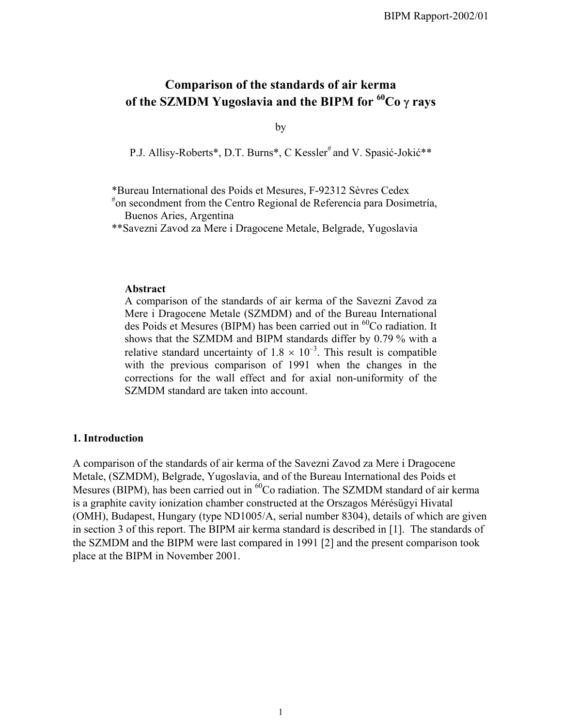# Comparison of the standards of air kerma of the SZMDM Yugoslavia and the BIPM for $^{60}Co$ γ rays

by

P.J. Allisy-Roberts*, D.T. Burns*, C Kessler# and V. Spasić-Jokić**

*Bureau International des Poids et Mesures, F-92312 Sèvres Cedex
#on secondment from the Centro Regional de Referencia para Dosimetría, Buenos Aries, Argentina
**Savezni Zavod za Mere i Dragocene Metale, Belgrade, Yugoslavia

**Abstract**

A comparison of the standards of air kerma of the Savezni Zavod za Mere i Dragocene Metale (SZMDM) and of the Bureau International des Poids et Mesures (BIPM) has been carried out in $^{60}Co$ radiation. It shows that the SZMDM and BIPM standards differ by 0.79 % with a relative standard uncertainty of $1.8 \times 10^{-3}$. This result is compatible with the previous comparison of 1991 when the changes in the corrections for the wall effect and for axial non-uniformity of the SZMDM standard are taken into account.

## 1. Introduction

A comparison of the standards of air kerma of the Savezni Zavod za Mere i Dragocene Metale, (SZMDM), Belgrade, Yugoslavia, and of the Bureau International des Poids et Mesures (BIPM), has been carried out in $^{60}Co$ radiation. The SZMDM standard of air kerma is a graphite cavity ionization chamber constructed at the Orszagos Mérésügyi Hivatal (OMH), Budapest, Hungary (type ND1005/A, serial number 8304), details of which are given in section 3 of this report. The BIPM air kerma standard is described in [1]. The standards of the SZMDM and the BIPM were last compared in 1991 [2] and the present comparison took place at the BIPM in November 2001.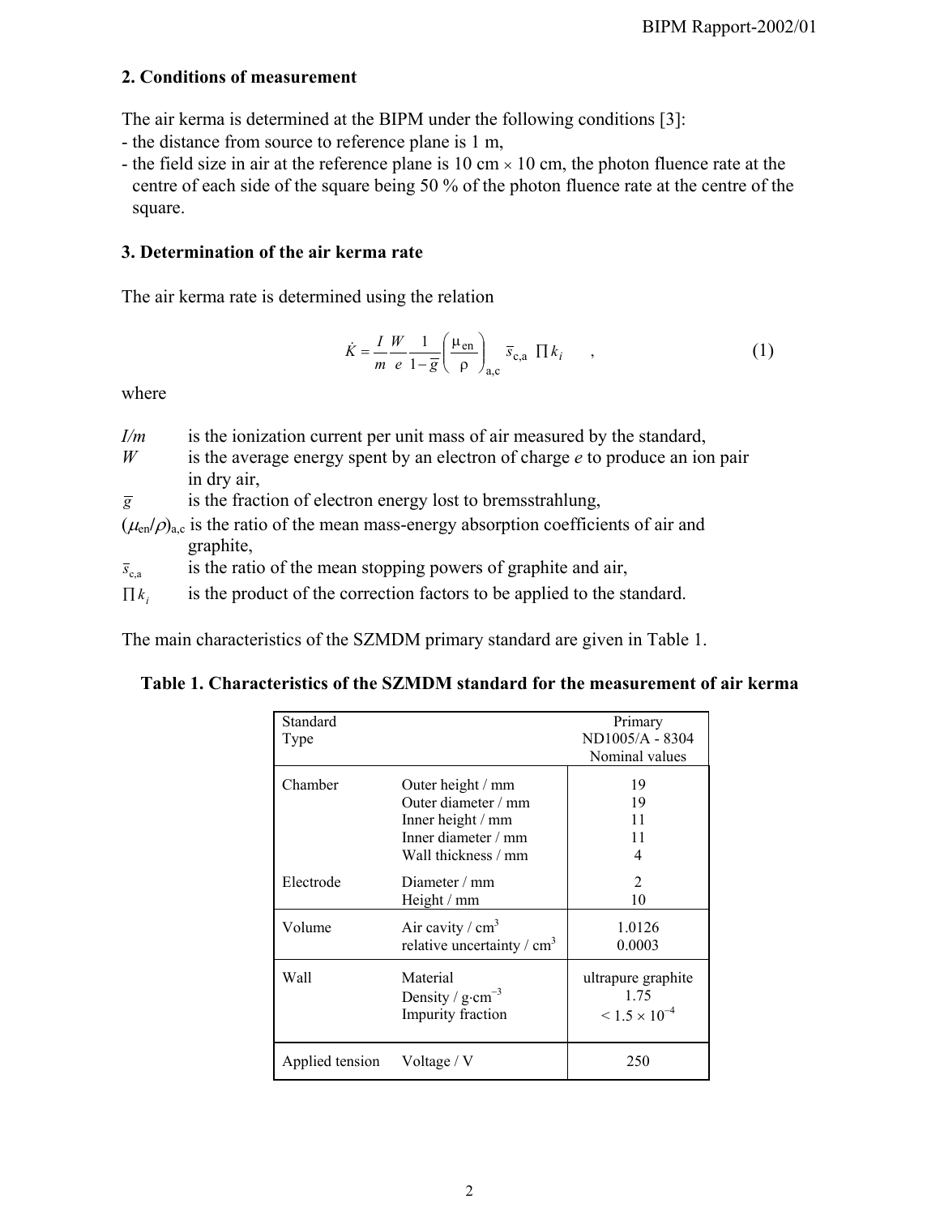## 2. Conditions of measurement

The air kerma is determined at the BIPM under the following conditions [3]:

- the distance from source to reference plane is 1 m,
- the field size in air at the reference plane is 10 cm × 10 cm, the photon fluence rate at the centre of each side of the square being 50 % of the photon fluence rate at the centre of the square.

## 3. Determination of the air kerma rate

The air kerma rate is determined using the relation

$$\dot{K} = \frac{I}{m}\frac{W}{e}\frac{1}{1-\bar{g}}\left(\frac{\mu_{\text{en}}}{\rho}\right)_{\text{a,c}} \bar{s}_{\text{c,a}} \prod k_i \quad , \tag{1}$$

where

| | |
|---|---|
| $I/m$ | is the ionization current per unit mass of air measured by the standard, |
| $W$ | is the average energy spent by an electron of charge $e$ to produce an ion pair in dry air, |
| $\bar{g}$ | is the fraction of electron energy lost to bremsstrahlung, |
| $(\mu_{\text{en}}/\rho)_{\text{a,c}}$ | is the ratio of the mean mass-energy absorption coefficients of air and graphite, |
| $\bar{s}_{\text{c,a}}$ | is the ratio of the mean stopping powers of graphite and air, |
| $\prod k_i$ | is the product of the correction factors to be applied to the standard. |

The main characteristics of the SZMDM primary standard are given in Table 1.

**Table 1. Characteristics of the SZMDM standard for the measurement of air kerma**

| Standard<br>Type | | Primary<br>ND1005/A - 8304<br>Nominal values |
|---|---|---|
| Chamber | Outer height / mm | 19 |
| | Outer diameter / mm | 19 |
| | Inner height / mm | 11 |
| | Inner diameter / mm | 11 |
| | Wall thickness / mm | 4 |
| Electrode | Diameter / mm | 2 |
| | Height / mm | 10 |
| Volume | Air cavity / $cm^3$ | 1.0126 |
| | relative uncertainty / $cm^3$ | 0.0003 |
| Wall | Material | ultrapure graphite |
| | Density / $g \cdot cm^{-3}$ | 1.75 |
| | Impurity fraction | $< 1.5 \times 10^{-4}$ |
| Applied tension | Voltage / V | 250 |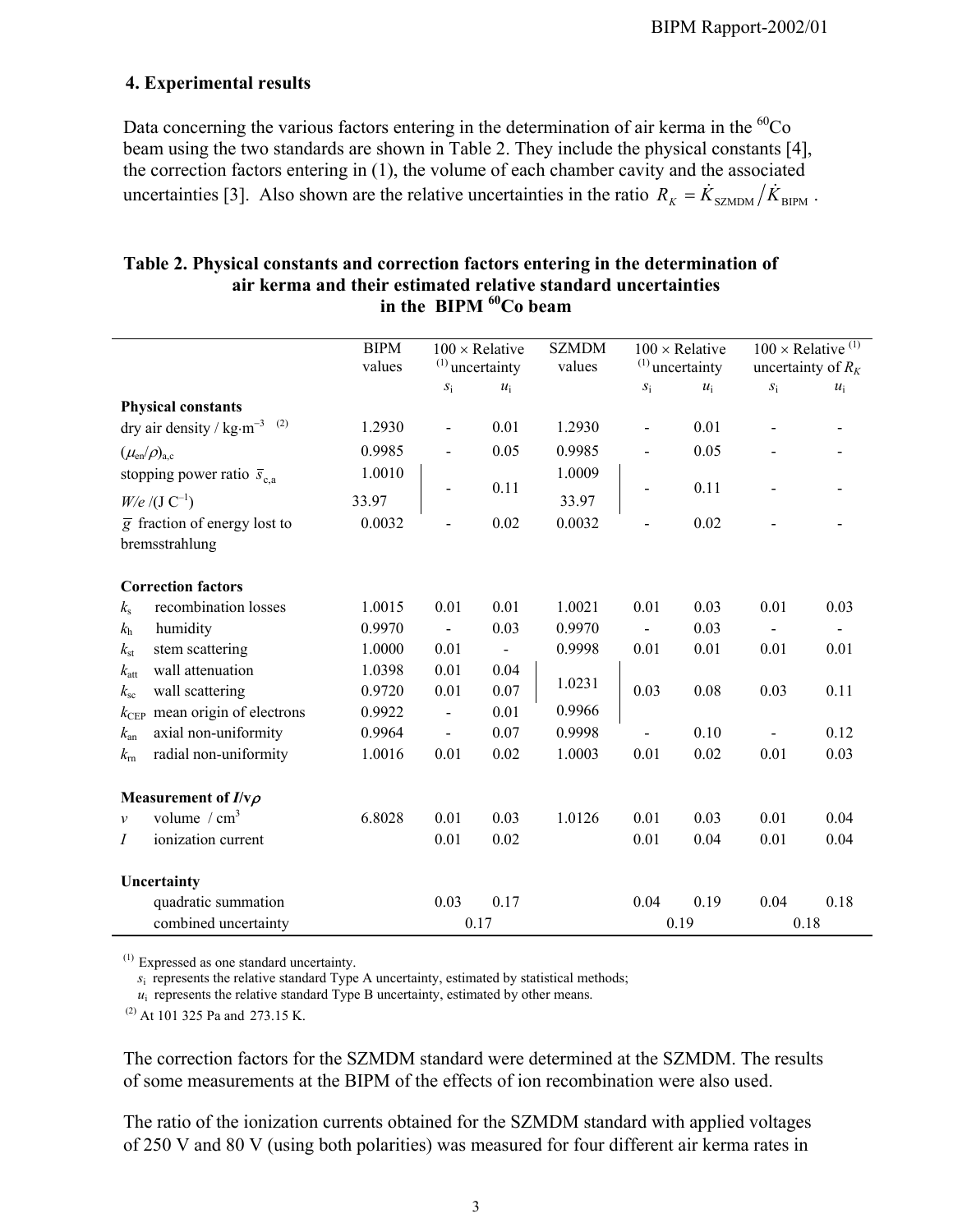## 4. Experimental results

Data concerning the various factors entering in the determination of air kerma in the $^{60}$Co beam using the two standards are shown in Table 2. They include the physical constants [4], the correction factors entering in (1), the volume of each chamber cavity and the associated uncertainties [3]. Also shown are the relative uncertainties in the ratio $R_K = \dot{K}_{\text{SZMDM}} / \dot{K}_{\text{BIPM}}$.

**Table 2. Physical constants and correction factors entering in the determination of air kerma and their estimated relative standard uncertainties in the BIPM $^{60}$Co beam**

| | BIPM values | 100 × Relative [(1)] uncertainty | | SZMDM values | 100 × Relative [(1)] uncertainty | | 100 × Relative [(1)] uncertainty of $R_K$ | |
|---|---|---|---|---|---|---|---|---|
| | | $s_i$ | $u_i$ | | $s_i$ | $u_i$ | $s_i$ | $u_i$ |
| **Physical constants** | | | | | | | | |
| dry air density / kg·m$^{-3}$ [(2)] | 1.2930 | - | 0.01 | 1.2930 | - | 0.01 | - | - |
| $(\mu_{en}/\rho)_{a,c}$ | 0.9985 | - | 0.05 | 0.9985 | - | 0.05 | - | - |
| stopping power ratio $\bar{s}_{c,a}$ | 1.0010 | - | 0.11 | 1.0009 | - | 0.11 | - | - |
| $W/e$ /(J C$^{-1}$) | 33.97 | | | 33.97 | | | | |
| $\bar{g}$ fraction of energy lost to bremsstrahlung | 0.0032 | - | 0.02 | 0.0032 | - | 0.02 | - | - |
| **Correction factors** | | | | | | | | |
| $k_s$ recombination losses | 1.0015 | 0.01 | 0.01 | 1.0021 | 0.01 | 0.03 | 0.01 | 0.03 |
| $k_h$ humidity | 0.9970 | - | 0.03 | 0.9970 | - | 0.03 | - | - |
| $k_{st}$ stem scattering | 1.0000 | 0.01 | - | 0.9998 | 0.01 | 0.01 | 0.01 | 0.01 |
| $k_{att}$ wall attenuation | 1.0398 | 0.01 | 0.04 | 1.0231 | 0.03 | 0.08 | 0.03 | 0.11 |
| $k_{sc}$ wall scattering | 0.9720 | 0.01 | 0.07 | | | | | |
| $k_{CEP}$ mean origin of electrons | 0.9922 | - | 0.01 | 0.9966 | | | | |
| $k_{an}$ axial non-uniformity | 0.9964 | - | 0.07 | 0.9998 | - | 0.10 | - | 0.12 |
| $k_{rn}$ radial non-uniformity | 1.0016 | 0.01 | 0.02 | 1.0003 | 0.01 | 0.02 | 0.01 | 0.03 |
| **Measurement of $I/v\rho$** | | | | | | | | |
| $v$ volume / cm$^3$ | 6.8028 | 0.01 | 0.03 | 1.0126 | 0.01 | 0.03 | 0.01 | 0.04 |
| $I$ ionization current | | 0.01 | 0.02 | | 0.01 | 0.04 | 0.01 | 0.04 |
| **Uncertainty** | | | | | | | | |
| quadratic summation | | 0.03 | 0.17 | | 0.04 | 0.19 | 0.04 | 0.18 |
| combined uncertainty | | 0.17 | | | 0.19 | | 0.18 | |

(1) Expressed as one standard uncertainty.
$s_i$ represents the relative standard Type A uncertainty, estimated by statistical methods;
$u_i$ represents the relative standard Type B uncertainty, estimated by other means.

(2) At 101 325 Pa and 273.15 K.

The correction factors for the SZMDM standard were determined at the SZMDM. The results of some measurements at the BIPM of the effects of ion recombination were also used.

The ratio of the ionization currents obtained for the SZMDM standard with applied voltages of 250 V and 80 V (using both polarities) was measured for four different air kerma rates in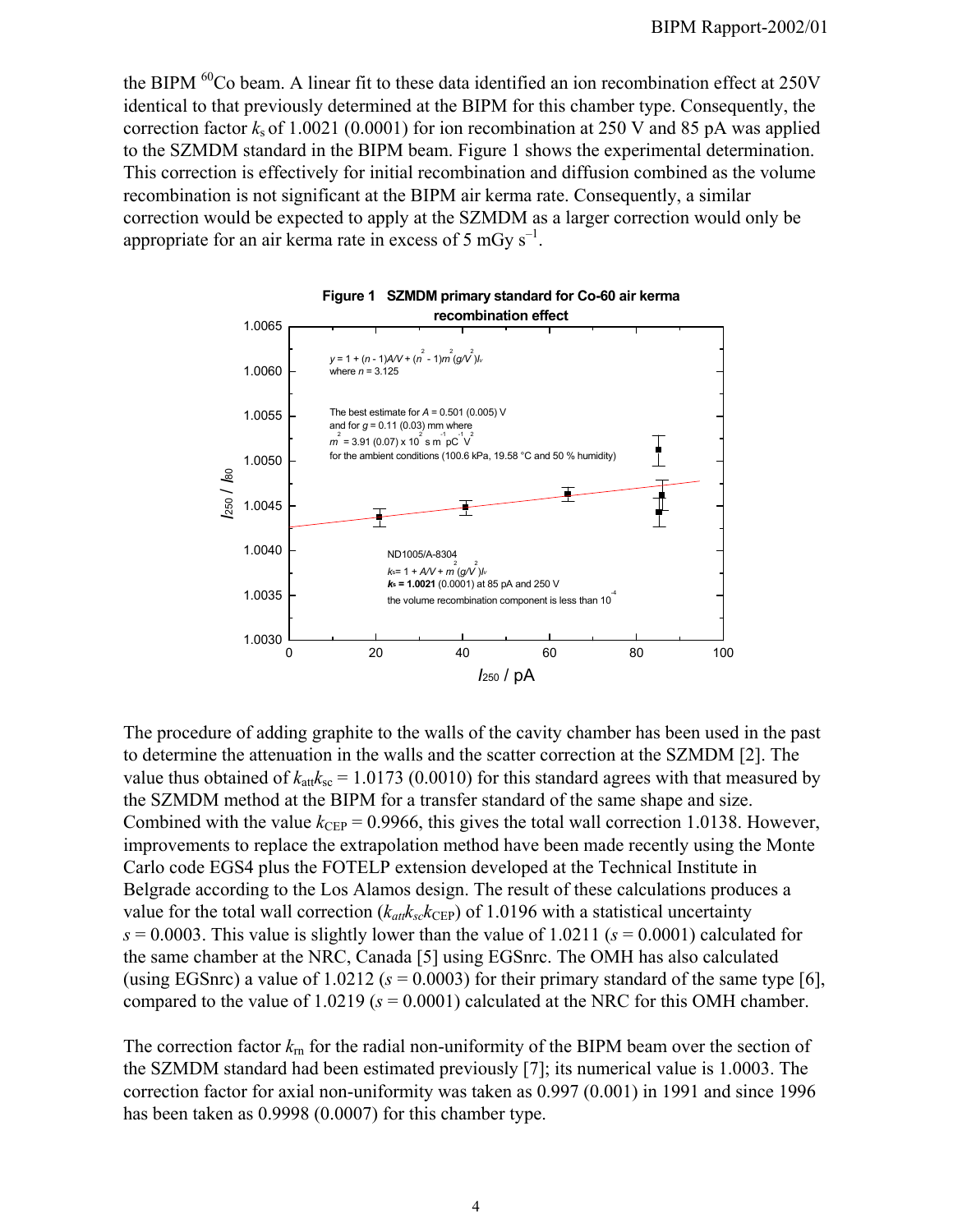the BIPM $^{60}$Co beam. A linear fit to these data identified an ion recombination effect at 250V identical to that previously determined at the BIPM for this chamber type. Consequently, the correction factor $k_s$ of 1.0021 (0.0001) for ion recombination at 250 V and 85 pA was applied to the SZMDM standard in the BIPM beam. Figure 1 shows the experimental determination. This correction is effectively for initial recombination and diffusion combined as the volume recombination is not significant at the BIPM air kerma rate. Consequently, a similar correction would be expected to apply at the SZMDM as a larger correction would only be appropriate for an air kerma rate in excess of 5 mGy s$^{-1}$.

**Figure 1 SZMDM primary standard for Co-60 air kerma recombination effect**

$y = 1 + (n - 1)A/V + (n^2 - 1)m^2(g/V^2)I_v$
where $n = 3.125$

The best estimate for $A = 0.501$ (0.005) V
and for $g = 0.11$ (0.03) mm where
$m^2 = 3.91$ (0.07) x 10$^2$ s m$^{-1}$ pC$^{-1}$ V$^2$
for the ambient conditions (100.6 kPa, 19.58 °C and 50 % humidity)

ND1005/A-8304
$k_s = 1 + A/V + m^2(g/V^2)I_v$
**$k_s$ = 1.0021** (0.0001) at 85 pA and 250 V
the volume recombination component is less than 10$^{-4}$

The procedure of adding graphite to the walls of the cavity chamber has been used in the past to determine the attenuation in the walls and the scatter correction at the SZMDM [2]. The value thus obtained of $k_{att}k_{sc} = 1.0173$ (0.0010) for this standard agrees with that measured by the SZMDM method at the BIPM for a transfer standard of the same shape and size. Combined with the value $k_{CEP} = 0.9966$, this gives the total wall correction 1.0138. However, improvements to replace the extrapolation method have been made recently using the Monte Carlo code EGS4 plus the FOTELP extension developed at the Technical Institute in Belgrade according to the Los Alamos design. The result of these calculations produces a value for the total wall correction ($k_{att}k_{sc}k_{CEP}$) of 1.0196 with a statistical uncertainty $s = 0.0003$. This value is slightly lower than the value of 1.0211 ($s = 0.0001$) calculated for the same chamber at the NRC, Canada [5] using EGSnrc. The OMH has also calculated (using EGSnrc) a value of 1.0212 ($s = 0.0003$) for their primary standard of the same type [6], compared to the value of 1.0219 ($s = 0.0001$) calculated at the NRC for this OMH chamber.

The correction factor $k_{rn}$ for the radial non-uniformity of the BIPM beam over the section of the SZMDM standard had been estimated previously [7]; its numerical value is 1.0003. The correction factor for axial non-uniformity was taken as 0.997 (0.001) in 1991 and since 1996 has been taken as 0.9998 (0.0007) for this chamber type.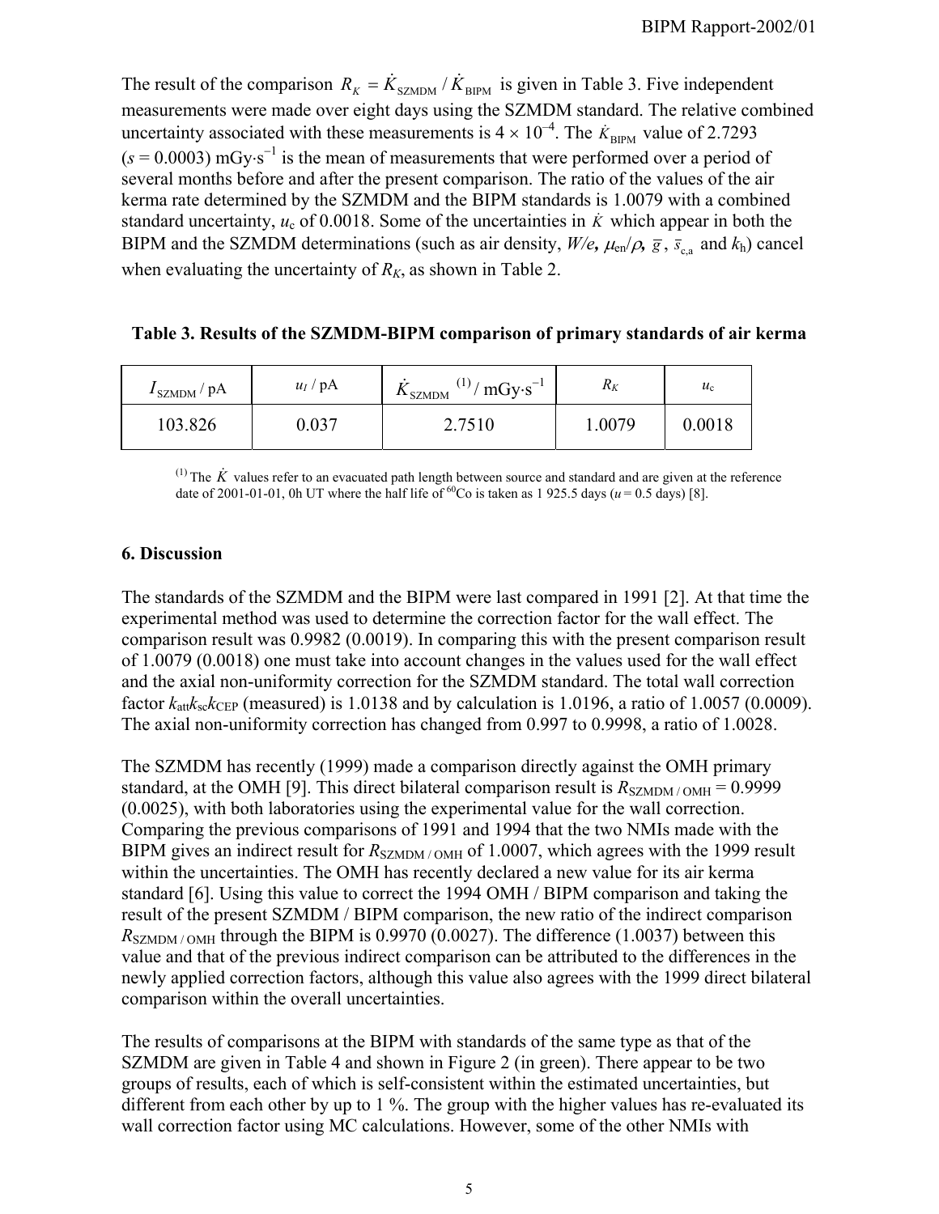The result of the comparison $R_K = \dot{K}_{\text{SZMDM}} / \dot{K}_{\text{BIPM}}$ is given in Table 3. Five independent measurements were made over eight days using the SZMDM standard. The relative combined uncertainty associated with these measurements is $4 \times 10^{-4}$. The $\dot{K}_{\text{BIPM}}$ value of 2.7293 ($s$ = 0.0003) mGy·s$^{-1}$ is the mean of measurements that were performed over a period of several months before and after the present comparison. The ratio of the values of the air kerma rate determined by the SZMDM and the BIPM standards is 1.0079 with a combined standard uncertainty, $u_c$ of 0.0018. Some of the uncertainties in $\dot{K}$ which appear in both the BIPM and the SZMDM determinations (such as air density, $W/e$, $\mu_{en}/\rho$, $\bar{g}$, $\bar{s}_{c,a}$ and $k_h$) cancel when evaluating the uncertainty of $R_K$, as shown in Table 2.

**Table 3. Results of the SZMDM-BIPM comparison of primary standards of air kerma**

| $I_{\text{SZMDM}}$ / pA | $u_I$ / pA | $\dot{K}_{\text{SZMDM}}$ [(1)] / mGy·s$^{-1}$ | $R_K$ | $u_c$ |
|---|---|---|---|---|
| 103.826 | 0.037 | 2.7510 | 1.0079 | 0.0018 |

[(1)] The $\dot{K}$ values refer to an evacuated path length between source and standard and are given at the reference date of 2001-01-01, 0h UT where the half life of $^{60}$Co is taken as 1 925.5 days ($u$ = 0.5 days) [8].

### 6. Discussion

The standards of the SZMDM and the BIPM were last compared in 1991 [2]. At that time the experimental method was used to determine the correction factor for the wall effect. The comparison result was 0.9982 (0.0019). In comparing this with the present comparison result of 1.0079 (0.0018) one must take into account changes in the values used for the wall effect and the axial non-uniformity correction for the SZMDM standard. The total wall correction factor $k_{att}k_{sc}k_{CEP}$ (measured) is 1.0138 and by calculation is 1.0196, a ratio of 1.0057 (0.0009). The axial non-uniformity correction has changed from 0.997 to 0.9998, a ratio of 1.0028.

The SZMDM has recently (1999) made a comparison directly against the OMH primary standard, at the OMH [9]. This direct bilateral comparison result is $R_{\text{SZMDM / OMH}}$ = 0.9999 (0.0025), with both laboratories using the experimental value for the wall correction. Comparing the previous comparisons of 1991 and 1994 that the two NMIs made with the BIPM gives an indirect result for $R_{\text{SZMDM / OMH}}$ of 1.0007, which agrees with the 1999 result within the uncertainties. The OMH has recently declared a new value for its air kerma standard [6]. Using this value to correct the 1994 OMH / BIPM comparison and taking the result of the present SZMDM / BIPM comparison, the new ratio of the indirect comparison $R_{\text{SZMDM / OMH}}$ through the BIPM is 0.9970 (0.0027). The difference (1.0037) between this value and that of the previous indirect comparison can be attributed to the differences in the newly applied correction factors, although this value also agrees with the 1999 direct bilateral comparison within the overall uncertainties.

The results of comparisons at the BIPM with standards of the same type as that of the SZMDM are given in Table 4 and shown in Figure 2 (in green). There appear to be two groups of results, each of which is self-consistent within the estimated uncertainties, but different from each other by up to 1 %. The group with the higher values has re-evaluated its wall correction factor using MC calculations. However, some of the other NMIs with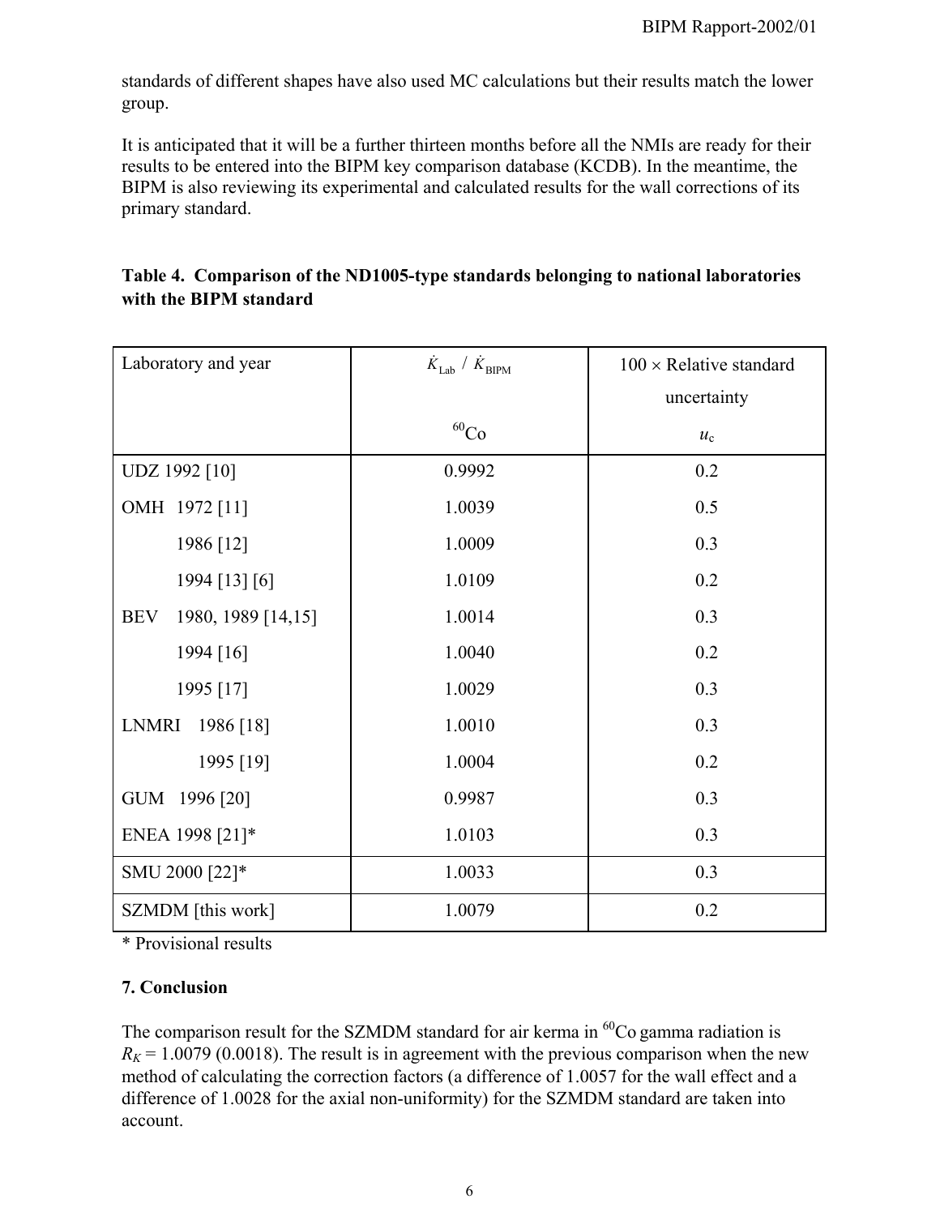standards of different shapes have also used MC calculations but their results match the lower group.

It is anticipated that it will be a further thirteen months before all the NMIs are ready for their results to be entered into the BIPM key comparison database (KCDB). In the meantime, the BIPM is also reviewing its experimental and calculated results for the wall corrections of its primary standard.

**Table 4. Comparison of the ND1005-type standards belonging to national laboratories with the BIPM standard**

| Laboratory and year | $\dot{K}_{\mathrm{Lab}}$ / $\dot{K}_{\mathrm{BIPM}}$ $^{60}$Co | 100 × Relative standard uncertainty $u_c$ |
|---|---|---|
| UDZ 1992 [10] | 0.9992 | 0.2 |
| OMH 1972 [11] | 1.0039 | 0.5 |
| 1986 [12] | 1.0009 | 0.3 |
| 1994 [13] [6] | 1.0109 | 0.2 |
| BEV 1980, 1989 [14,15] | 1.0014 | 0.3 |
| 1994 [16] | 1.0040 | 0.2 |
| 1995 [17] | 1.0029 | 0.3 |
| LNMRI 1986 [18] | 1.0010 | 0.3 |
| 1995 [19] | 1.0004 | 0.2 |
| GUM 1996 [20] | 0.9987 | 0.3 |
| ENEA 1998 [21]* | 1.0103 | 0.3 |
| SMU 2000 [22]* | 1.0033 | 0.3 |
| SZMDM [this work] | 1.0079 | 0.2 |

\* Provisional results

### 7. Conclusion

The comparison result for the SZMDM standard for air kerma in $^{60}$Co gamma radiation is $R_K$ = 1.0079 (0.0018). The result is in agreement with the previous comparison when the new method of calculating the correction factors (a difference of 1.0057 for the wall effect and a difference of 1.0028 for the axial non-uniformity) for the SZMDM standard are taken into account.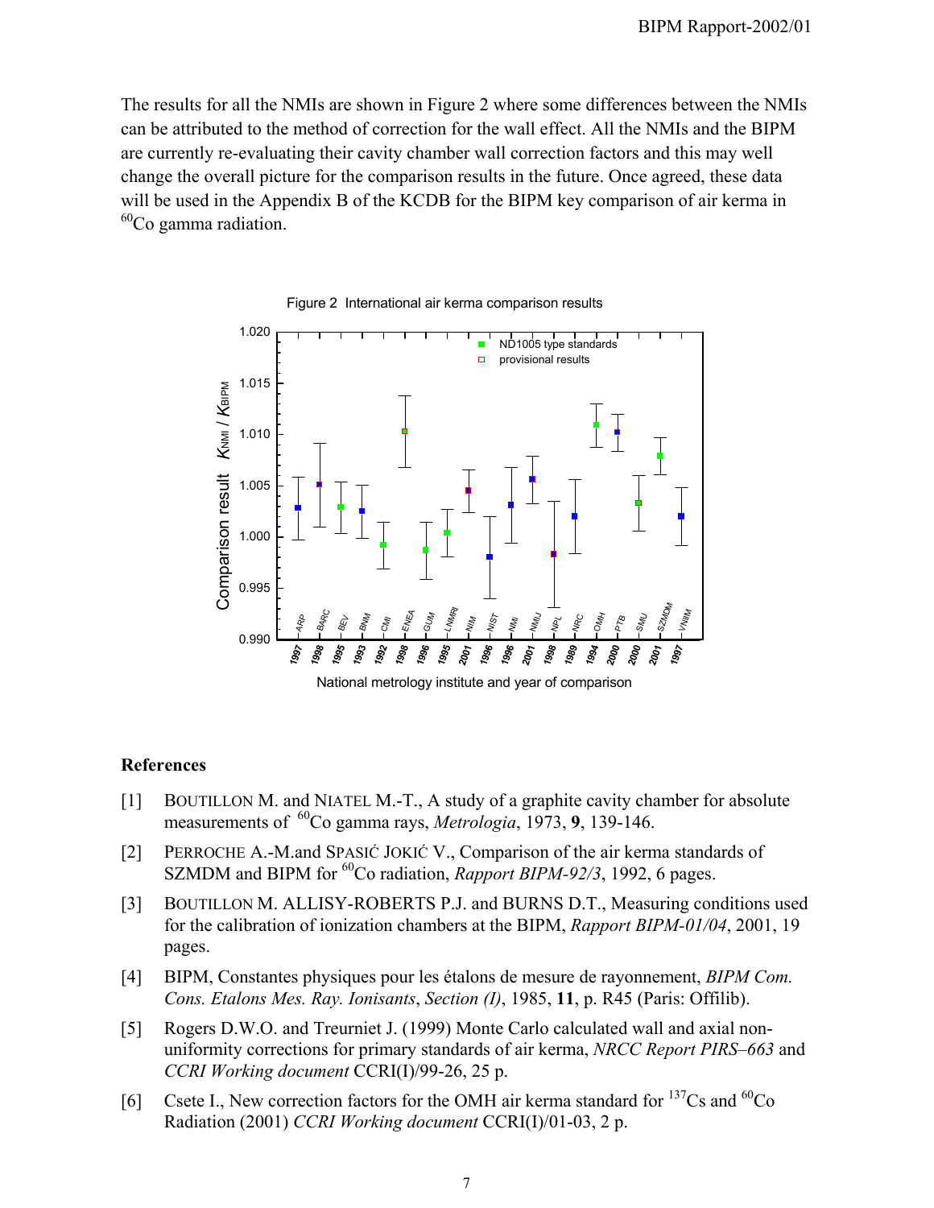The results for all the NMIs are shown in Figure 2 where some differences between the NMIs can be attributed to the method of correction for the wall effect. All the NMIs and the BIPM are currently re-evaluating their cavity chamber wall correction factors and this may well change the overall picture for the comparison results in the future. Once agreed, these data will be used in the Appendix B of the KCDB for the BIPM key comparison of air kerma in $^{60}$Co gamma radiation.

Figure 2 International air kerma comparison results

## References

[1] BOUTILLON M. and NIATEL M.-T., A study of a graphite cavity chamber for absolute measurements of $^{60}$Co gamma rays, *Metrologia*, 1973, **9**, 139-146.

[2] PERROCHE A.-M.and SPASIĆ JOKIĆ V., Comparison of the air kerma standards of SZMDM and BIPM for $^{60}$Co radiation, *Rapport BIPM-92/3*, 1992, 6 pages.

[3] BOUTILLON M. ALLISY-ROBERTS P.J. and BURNS D.T., Measuring conditions used for the calibration of ionization chambers at the BIPM, *Rapport BIPM-01/04*, 2001, 19 pages.

[4] BIPM, Constantes physiques pour les étalons de mesure de rayonnement, *BIPM Com. Cons. Etalons Mes. Ray. Ionisants*, *Section (I)*, 1985, **11**, p. R45 (Paris: Offilib).

[5] Rogers D.W.O. and Treurniet J. (1999) Monte Carlo calculated wall and axial non-uniformity corrections for primary standards of air kerma, *NRCC Report PIRS–663* and *CCRI Working document* CCRI(I)/99-26, 25 p.

[6] Csete I., New correction factors for the OMH air kerma standard for $^{137}$Cs and $^{60}$Co Radiation (2001) *CCRI Working document* CCRI(I)/01-03, 2 p.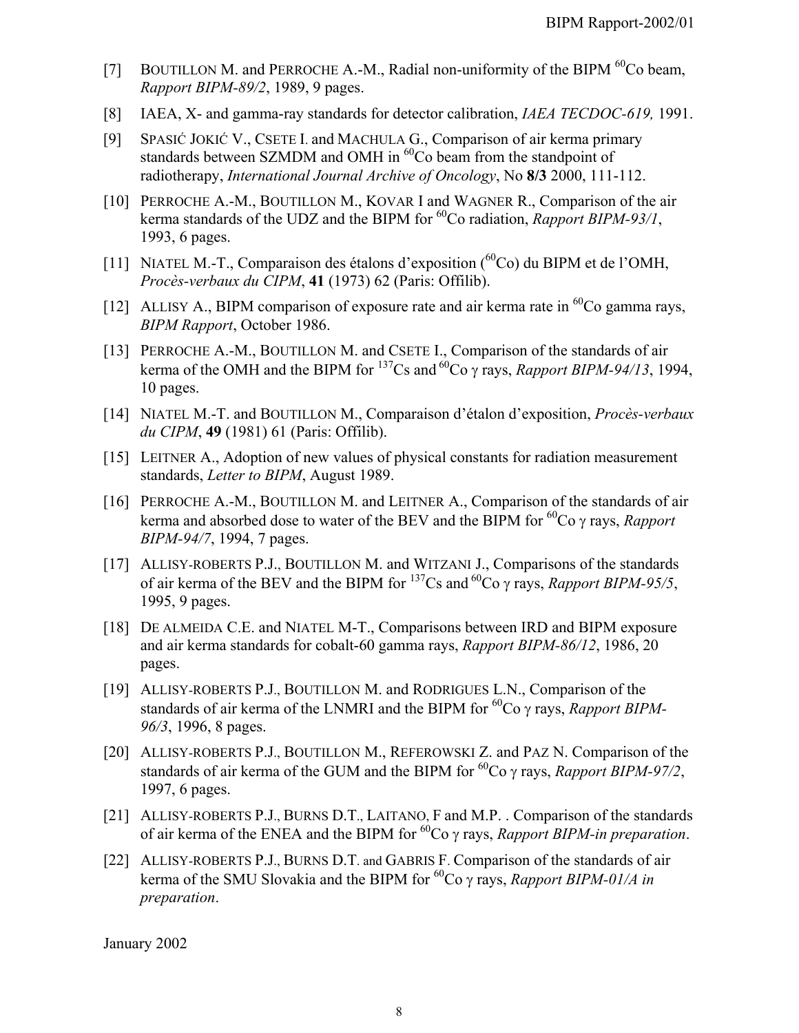[7] BOUTILLON M. and PERROCHE A.-M., Radial non-uniformity of the BIPM $^{60}$Co beam, *Rapport BIPM-89/2*, 1989, 9 pages.

[8] IAEA, X- and gamma-ray standards for detector calibration, *IAEA TECDOC-619,* 1991.

[9] SPASIĆ JOKIĆ V., CSETE I. and MACHULA G., Comparison of air kerma primary standards between SZMDM and OMH in $^{60}$Co beam from the standpoint of radiotherapy, *International Journal Archive of Oncology*, No **8/3** 2000, 111-112.

[10] PERROCHE A.-M., BOUTILLON M., KOVAR I and WAGNER R., Comparison of the air kerma standards of the UDZ and the BIPM for $^{60}$Co radiation, *Rapport BIPM-93/1*, 1993, 6 pages.

[11] NIATEL M.-T., Comparaison des étalons d'exposition ($^{60}$Co) du BIPM et de l'OMH, *Procès-verbaux du CIPM*, **41** (1973) 62 (Paris: Offilib).

[12] ALLISY A., BIPM comparison of exposure rate and air kerma rate in $^{60}$Co gamma rays, *BIPM Rapport*, October 1986.

[13] PERROCHE A.-M., BOUTILLON M. and CSETE I., Comparison of the standards of air kerma of the OMH and the BIPM for $^{137}$Cs and $^{60}$Co γ rays, *Rapport BIPM-94/13*, 1994, 10 pages.

[14] NIATEL M.-T. and BOUTILLON M., Comparaison d'étalon d'exposition, *Procès-verbaux du CIPM*, **49** (1981) 61 (Paris: Offilib).

[15] LEITNER A., Adoption of new values of physical constants for radiation measurement standards, *Letter to BIPM*, August 1989.

[16] PERROCHE A.-M., BOUTILLON M. and LEITNER A., Comparison of the standards of air kerma and absorbed dose to water of the BEV and the BIPM for $^{60}$Co γ rays, *Rapport BIPM-94/7*, 1994, 7 pages.

[17] ALLISY-ROBERTS P.J., BOUTILLON M. and WITZANI J., Comparisons of the standards of air kerma of the BEV and the BIPM for $^{137}$Cs and $^{60}$Co γ rays, *Rapport BIPM-95/5*, 1995, 9 pages.

[18] DE ALMEIDA C.E. and NIATEL M-T., Comparisons between IRD and BIPM exposure and air kerma standards for cobalt-60 gamma rays, *Rapport BIPM-86/12*, 1986, 20 pages.

[19] ALLISY-ROBERTS P.J., BOUTILLON M. and RODRIGUES L.N., Comparison of the standards of air kerma of the LNMRI and the BIPM for $^{60}$Co γ rays, *Rapport BIPM-96/3*, 1996, 8 pages.

[20] ALLISY-ROBERTS P.J., BOUTILLON M., REFEROWSKI Z. and PAZ N. Comparison of the standards of air kerma of the GUM and the BIPM for $^{60}$Co γ rays, *Rapport BIPM-97/2*, 1997, 6 pages.

[21] ALLISY-ROBERTS P.J., BURNS D.T., LAITANO, F and M.P. . Comparison of the standards of air kerma of the ENEA and the BIPM for $^{60}$Co γ rays, *Rapport BIPM-in preparation*.

[22] ALLISY-ROBERTS P.J., BURNS D.T. and GABRIS F. Comparison of the standards of air kerma of the SMU Slovakia and the BIPM for $^{60}$Co γ rays, *Rapport BIPM-01/A in preparation*.

January 2002